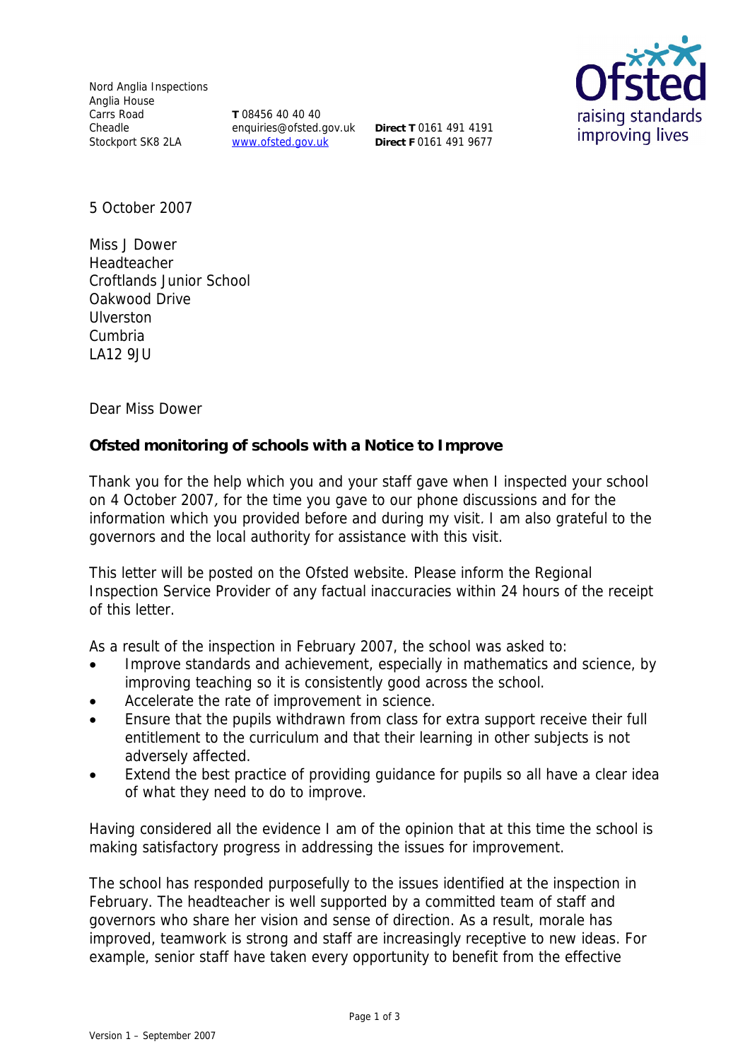Nord Anglia Inspections
Anglia House
Carrs Road
Cheadle
Stockport SK8 2LA

**T** 08456 40 40 40
enquiries@ofsted.gov.uk
www.ofsted.gov.uk

**Direct T** 0161 491 4191
**Direct F** 0161 491 9677

5 October 2007

Miss J Dower
Headteacher
Croftlands Junior School
Oakwood Drive
Ulverston
Cumbria
LA12 9JU

Dear Miss Dower

**Ofsted monitoring of schools with a Notice to Improve**

Thank you for the help which you and your staff gave when I inspected your school on 4 October 2007, for the time you gave to our phone discussions and for the information which you provided before and during my visit. I am also grateful to the governors and the local authority for assistance with this visit.

This letter will be posted on the Ofsted website. Please inform the Regional Inspection Service Provider of any factual inaccuracies within 24 hours of the receipt of this letter.

As a result of the inspection in February 2007, the school was asked to:

- Improve standards and achievement, especially in mathematics and science, by improving teaching so it is consistently good across the school.
- Accelerate the rate of improvement in science.
- Ensure that the pupils withdrawn from class for extra support receive their full entitlement to the curriculum and that their learning in other subjects is not adversely affected.
- Extend the best practice of providing guidance for pupils so all have a clear idea of what they need to do to improve.

Having considered all the evidence I am of the opinion that at this time the school is making satisfactory progress in addressing the issues for improvement.

The school has responded purposefully to the issues identified at the inspection in February. The headteacher is well supported by a committed team of staff and governors who share her vision and sense of direction. As a result, morale has improved, teamwork is strong and staff are increasingly receptive to new ideas. For example, senior staff have taken every opportunity to benefit from the effective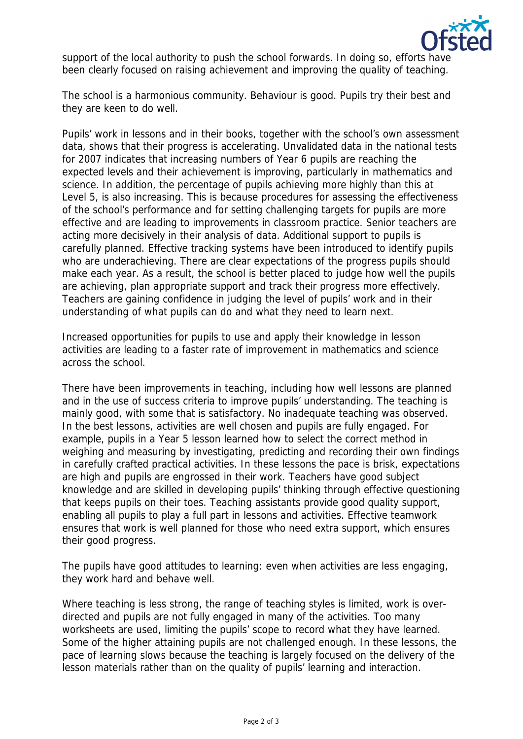support of the local authority to push the school forwards. In doing so, efforts have been clearly focused on raising achievement and improving the quality of teaching.

The school is a harmonious community. Behaviour is good. Pupils try their best and they are keen to do well.

Pupils' work in lessons and in their books, together with the school's own assessment data, shows that their progress is accelerating. Unvalidated data in the national tests for 2007 indicates that increasing numbers of Year 6 pupils are reaching the expected levels and their achievement is improving, particularly in mathematics and science. In addition, the percentage of pupils achieving more highly than this at Level 5, is also increasing. This is because procedures for assessing the effectiveness of the school's performance and for setting challenging targets for pupils are more effective and are leading to improvements in classroom practice. Senior teachers are acting more decisively in their analysis of data. Additional support to pupils is carefully planned. Effective tracking systems have been introduced to identify pupils who are underachieving. There are clear expectations of the progress pupils should make each year. As a result, the school is better placed to judge how well the pupils are achieving, plan appropriate support and track their progress more effectively. Teachers are gaining confidence in judging the level of pupils' work and in their understanding of what pupils can do and what they need to learn next.

Increased opportunities for pupils to use and apply their knowledge in lesson activities are leading to a faster rate of improvement in mathematics and science across the school.

There have been improvements in teaching, including how well lessons are planned and in the use of success criteria to improve pupils' understanding. The teaching is mainly good, with some that is satisfactory. No inadequate teaching was observed. In the best lessons, activities are well chosen and pupils are fully engaged. For example, pupils in a Year 5 lesson learned how to select the correct method in weighing and measuring by investigating, predicting and recording their own findings in carefully crafted practical activities. In these lessons the pace is brisk, expectations are high and pupils are engrossed in their work. Teachers have good subject knowledge and are skilled in developing pupils' thinking through effective questioning that keeps pupils on their toes. Teaching assistants provide good quality support, enabling all pupils to play a full part in lessons and activities. Effective teamwork ensures that work is well planned for those who need extra support, which ensures their good progress.

The pupils have good attitudes to learning: even when activities are less engaging, they work hard and behave well.

Where teaching is less strong, the range of teaching styles is limited, work is over-directed and pupils are not fully engaged in many of the activities. Too many worksheets are used, limiting the pupils' scope to record what they have learned. Some of the higher attaining pupils are not challenged enough. In these lessons, the pace of learning slows because the teaching is largely focused on the delivery of the lesson materials rather than on the quality of pupils' learning and interaction.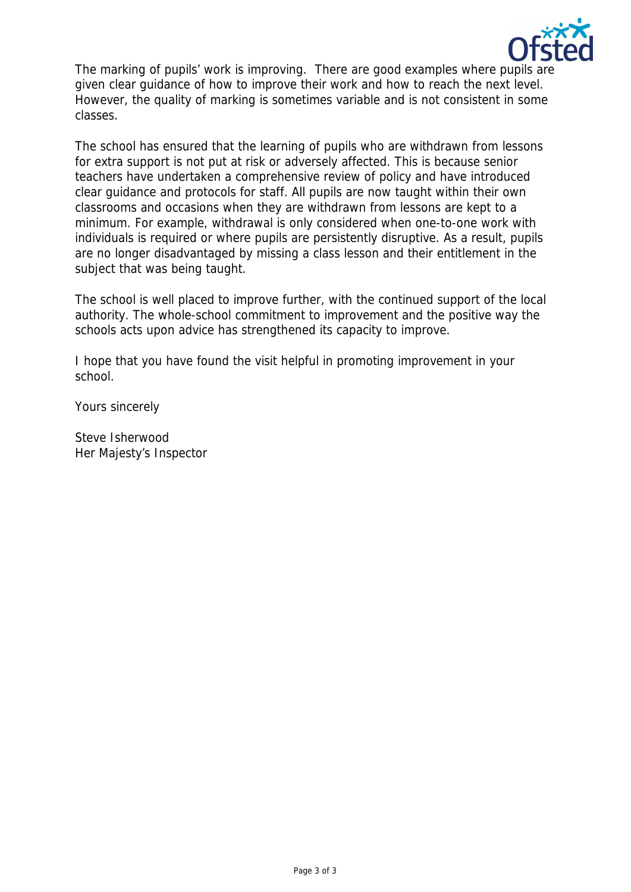The marking of pupils' work is improving. There are good examples where pupils are given clear guidance of how to improve their work and how to reach the next level. However, the quality of marking is sometimes variable and is not consistent in some classes.

The school has ensured that the learning of pupils who are withdrawn from lessons for extra support is not put at risk or adversely affected. This is because senior teachers have undertaken a comprehensive review of policy and have introduced clear guidance and protocols for staff. All pupils are now taught within their own classrooms and occasions when they are withdrawn from lessons are kept to a minimum. For example, withdrawal is only considered when one-to-one work with individuals is required or where pupils are persistently disruptive. As a result, pupils are no longer disadvantaged by missing a class lesson and their entitlement in the subject that was being taught.

The school is well placed to improve further, with the continued support of the local authority. The whole-school commitment to improvement and the positive way the schools acts upon advice has strengthened its capacity to improve.

I hope that you have found the visit helpful in promoting improvement in your school.

Yours sincerely

Steve Isherwood
Her Majesty's Inspector